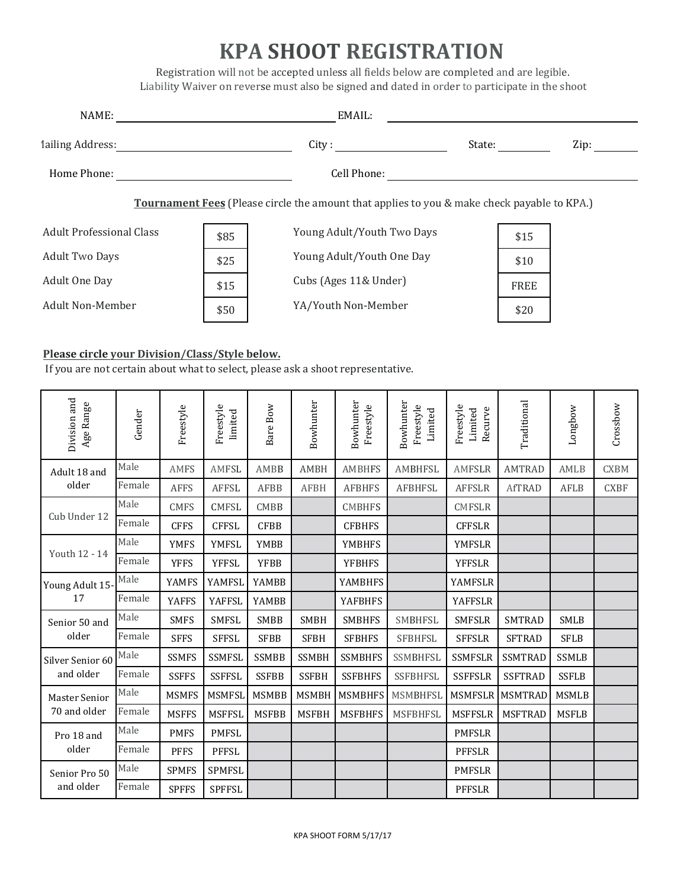# KPA SHOOT REGISTRATION

Registration will not be accepted unless all fields below are completed and are legible.
Liability Waiver on reverse must also be signed and dated in order to participate in the shoot

NAME: ______________________ EMAIL: ______________________

Mailing Address: ______________________ City : ____________ State: ________ Zip: ________

Home Phone: ______________________ Cell Phone: ______________________

**Tournament Fees** (Please circle the amount that applies to you & make check payable to KPA.)

| | | | |
|---|---|---|---|
| Adult Professional Class | $85 | Young Adult/Youth Two Days | $15 |
| Adult Two Days | $25 | Young Adult/Youth One Day | $10 |
| Adult One Day | $15 | Cubs (Ages 11& Under) | FREE |
| Adult Non-Member | $50 | YA/Youth Non-Member | $20 |

**Please circle your Division/Class/Style below.**

If you are not certain about what to select, please ask a shoot representative.

| Division and Age Range | Gender | Freestyle | Freestyle limited | Bare Bow | Bowhunter | Bowhunter Freestyle | Bowhunter Freestyle Limited | Freestyle Limited Recurve | Traditional | Longbow | Crossbow |
|---|---|---|---|---|---|---|---|---|---|---|---|
| Adult 18 and older | Male | AMFS | AMFSL | AMBB | AMBH | AMBHFS | AMBHFSL | AMFSLR | AMTRAD | AMLB | CXBM |
| | Female | AFFS | AFFSL | AFBB | AFBH | AFBHFS | AFBHFSL | AFFSLR | AfTRAD | AFLB | CXBF |
| Cub Under 12 | Male | CMFS | CMFSL | CMBB | | CMBHFS | | CMFSLR | | | |
| | Female | CFFS | CFFSL | CFBB | | CFBHFS | | CFFSLR | | | |
| Youth 12 - 14 | Male | YMFS | YMFSL | YMBB | | YMBHFS | | YMFSLR | | | |
| | Female | YFFS | YFFSL | YFBB | | YFBHFS | | YFFSLR | | | |
| Young Adult 15-17 | Male | YAMFS | YAMFSL | YAMBB | | YAMBHFS | | YAMFSLR | | | |
| | Female | YAFFS | YAFFSL | YAMBB | | YAFBHFS | | YAFFSLR | | | |
| Senior 50 and older | Male | SMFS | SMFSL | SMBB | SMBH | SMBHFS | SMBHFSL | SMFSLR | SMTRAD | SMLB | |
| | Female | SFFS | SFFSL | SFBB | SFBH | SFBHFS | SFBHFSL | SFFSLR | SFTRAD | SFLB | |
| Silver Senior 60 and older | Male | SSMFS | SSMFSL | SSMBB | SSMBH | SSMBHFS | SSMBHFSL | SSMFSLR | SSMTRAD | SSMLB | |
| | Female | SSFFS | SSFFSL | SSFBB | SSFBH | SSFBHFS | SSFBHFSL | SSFFSLR | SSFTRAD | SSFLB | |
| Master Senior 70 and older | Male | MSMFS | MSMFSL | MSMBB | MSMBH | MSMBHFS | MSMBHFSL | MSMFSLR | MSMTRAD | MSMLB | |
| | Female | MSFFS | MSFFSL | MSFBB | MSFBH | MSFBHFS | MSFBHFSL | MSFFSLR | MSFTRAD | MSFLB | |
| Pro 18 and older | Male | PMFS | PMFSL | | | | | PMFSLR | | | |
| | Female | PFFS | PFFSL | | | | | PFFSLR | | | |
| Senior Pro 50 and older | Male | SPMFS | SPMFSL | | | | | PMFSLR | | | |
| | Female | SPFFS | SPFFSL | | | | | PFFSLR | | | |

KPA SHOOT FORM 5/17/17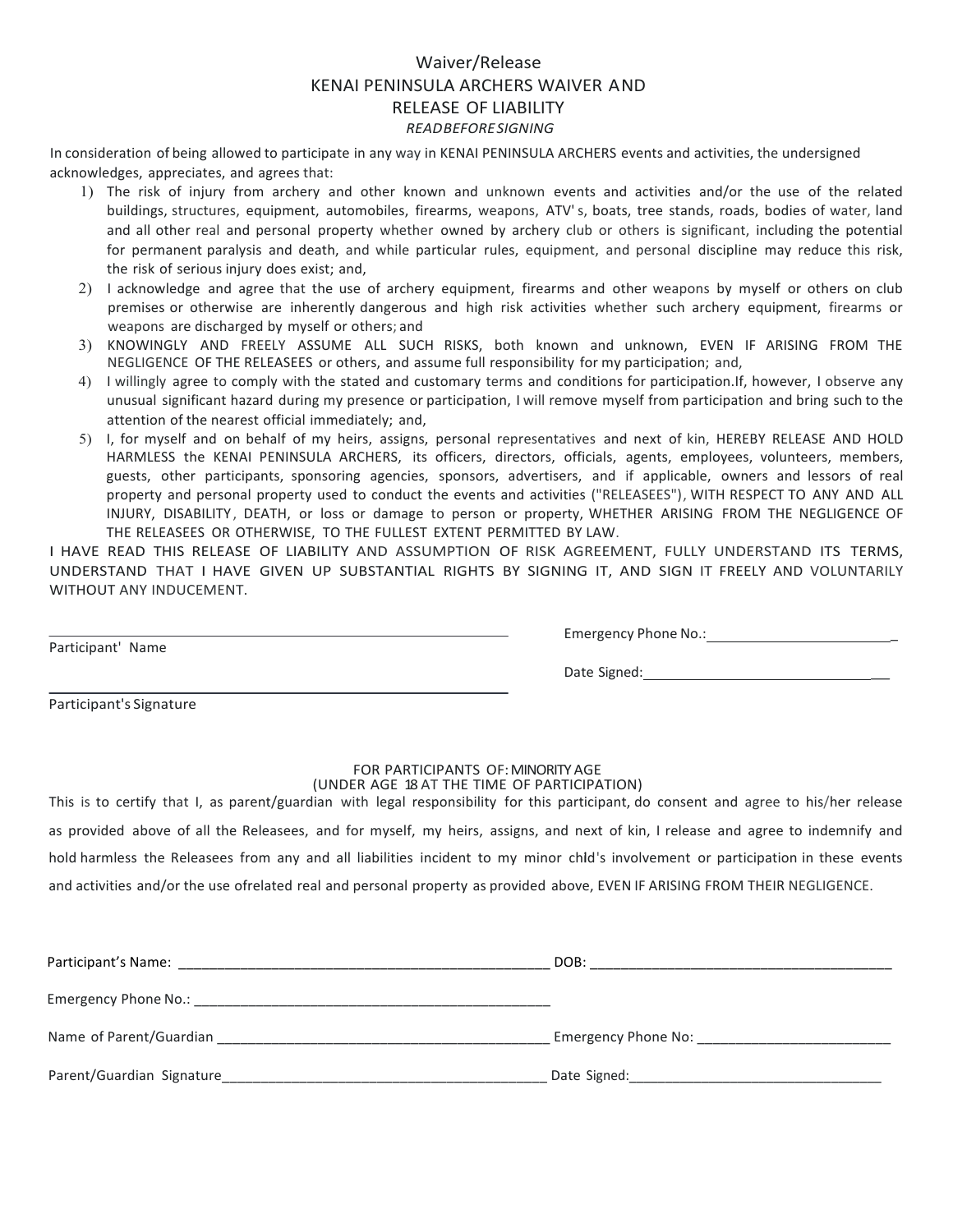# Waiver/Release

## KENAI PENINSULA ARCHERS WAIVER AND RELEASE OF LIABILITY

*READ BEFORE SIGNING*

In consideration of being allowed to participate in any way in KENAI PENINSULA ARCHERS events and activities, the undersigned acknowledges, appreciates, and agrees that:

1) The risk of injury from archery and other known and unknown events and activities and/or the use of the related buildings, structures, equipment, automobiles, firearms, weapons, ATV's, boats, tree stands, roads, bodies of water, land and all other real and personal property whether owned by archery club or others is significant, including the potential for permanent paralysis and death, and while particular rules, equipment, and personal discipline may reduce this risk, the risk of serious injury does exist; and,
2) I acknowledge and agree that the use of archery equipment, firearms and other weapons by myself or others on club premises or otherwise are inherently dangerous and high risk activities whether such archery equipment, firearms or weapons are discharged by myself or others; and
3) KNOWINGLY AND FREELY ASSUME ALL SUCH RISKS, both known and unknown, EVEN IF ARISING FROM THE NEGLIGENCE OF THE RELEASEES or others, and assume full responsibility for my participation; and,
4) I willingly agree to comply with the stated and customary terms and conditions for participation.If, however, I observe any unusual significant hazard during my presence or participation, I will remove myself from participation and bring such to the attention of the nearest official immediately; and,
5) I, for myself and on behalf of my heirs, assigns, personal representatives and next of kin, HEREBY RELEASE AND HOLD HARMLESS the KENAI PENINSULA ARCHERS, its officers, directors, officials, agents, employees, volunteers, members, guests, other participants, sponsoring agencies, sponsors, advertisers, and if applicable, owners and lessors of real property and personal property used to conduct the events and activities ("RELEASEES"), WITH RESPECT TO ANY AND ALL INJURY, DISABILITY, DEATH, or loss or damage to person or property, WHETHER ARISING FROM THE NEGLIGENCE OF THE RELEASEES OR OTHERWISE, TO THE FULLEST EXTENT PERMITTED BY LAW.

I HAVE READ THIS RELEASE OF LIABILITY AND ASSUMPTION OF RISK AGREEMENT, FULLY UNDERSTAND ITS TERMS, UNDERSTAND THAT I HAVE GIVEN UP SUBSTANTIAL RIGHTS BY SIGNING IT, AND SIGN IT FREELY AND VOLUNTARILY WITHOUT ANY INDUCEMENT.

______________________________
Participant' Name

Emergency Phone No.:______________________

Date Signed:______________________________

______________________________
Participant's Signature

### FOR PARTICIPANTS OF: MINORITY AGE
### (UNDER AGE 18 AT THE TIME OF PARTICIPATION)

This is to certify that I, as parent/guardian with legal responsibility for this participant, do consent and agree to his/her release as provided above of all the Releasees, and for myself, my heirs, assigns, and next of kin, I release and agree to indemnify and hold harmless the Releasees from any and all liabilities incident to my minor chld's involvement or participation in these events and activities and/or the use ofrelated real and personal property as provided above, EVEN IF ARISING FROM THEIR NEGLIGENCE.

Participant's Name: ______________________________ DOB: ______________________________

Emergency Phone No.: ______________________________

Name of Parent/Guardian ______________________________ Emergency Phone No: ______________________________

Parent/Guardian Signature______________________________ Date Signed:______________________________